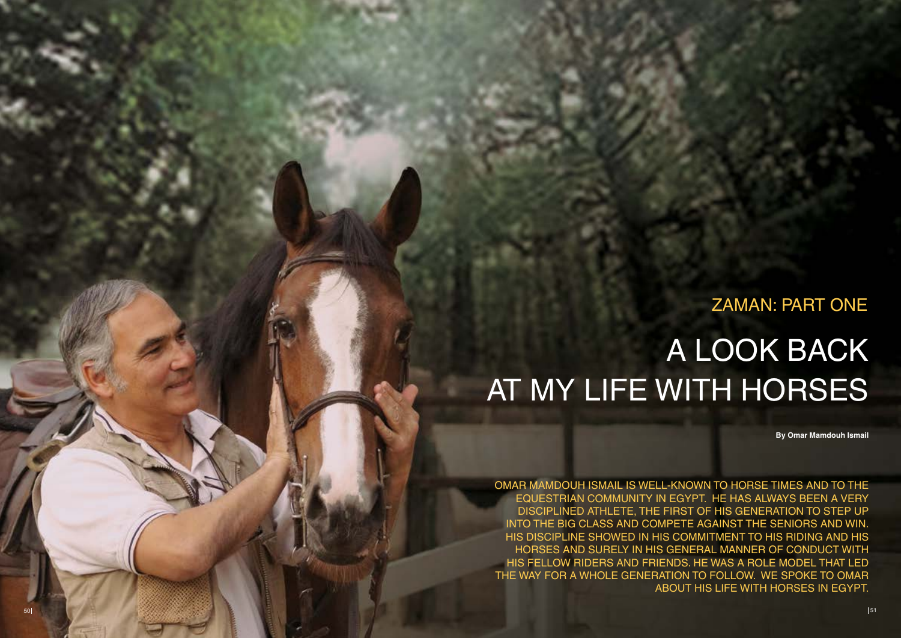ZAMAN: PART ONE

# A LOOK BACK AT MY LIFE WITH HORSES

**By Omar Mamdouh Ismail**

OMAR MAMDOUH ISMAIL IS WELL-KNOWN TO HORSE TIMES AND TO THE EQUESTRIAN COMMUNITY IN EGYPT. HE HAS ALWAYS BEEN A VERY DISCIPLINED ATHLETE, THE FIRST OF HIS GENERATION TO STEP UP INTO THE BIG CLASS AND COMPETE AGAINST THE SENIORS AND WIN. HIS DISCIPLINE SHOWED IN HIS COMMITMENT TO HIS RIDING AND HIS HORSES AND SURELY IN HIS GENERAL MANNER OF CONDUCT WITH HIS FELLOW RIDERS AND FRIENDS. HE WAS A ROLE MODEL THAT LED THE WAY FOR A WHOLE GENERATION TO FOLLOW. WE SPOKE TO OMAR ABOUT HIS LIFE WITH HORSES IN EGYPT.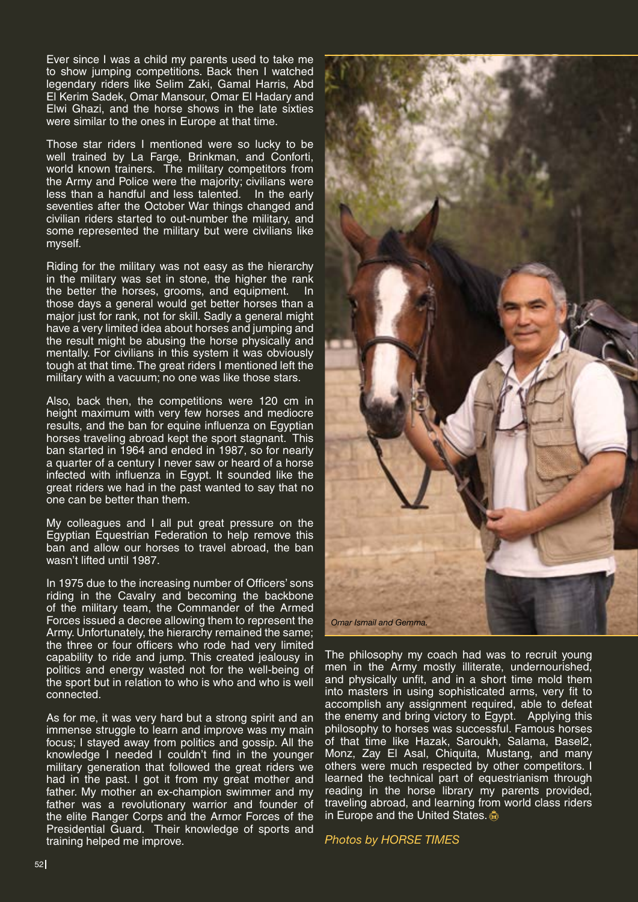Ever since I was a child my parents used to take me to show jumping competitions. Back then I watched legendary riders like Selim Zaki, Gamal Harris, Abd El Kerim Sadek, Omar Mansour, Omar El Hadary and Elwi Ghazi, and the horse shows in the late sixties were similar to the ones in Europe at that time.

Those star riders I mentioned were so lucky to be well trained by La Farge, Brinkman, and Conforti, world known trainers. The military competitors from the Army and Police were the majority; civilians were less than a handful and less talented. In the early seventies after the October War things changed and civilian riders started to out-number the military, and some represented the military but were civilians like myself.

Riding for the military was not easy as the hierarchy in the military was set in stone, the higher the rank the better the horses, grooms, and equipment. In those days a general would get better horses than a major just for rank, not for skill. Sadly a general might have a very limited idea about horses and jumping and the result might be abusing the horse physically and mentally. For civilians in this system it was obviously tough at that time. The great riders I mentioned left the military with a vacuum; no one was like those stars.

Also, back then, the competitions were 120 cm in height maximum with very few horses and mediocre results, and the ban for equine influenza on Egyptian horses traveling abroad kept the sport stagnant. This ban started in 1964 and ended in 1987, so for nearly a quarter of a century I never saw or heard of a horse infected with influenza in Egypt. It sounded like the great riders we had in the past wanted to say that no one can be better than them.

My colleagues and I all put great pressure on the Egyptian Equestrian Federation to help remove this ban and allow our horses to travel abroad, the ban wasn't lifted until 1987.

In 1975 due to the increasing number of Officers' sons riding in the Cavalry and becoming the backbone of the military team, the Commander of the Armed Forces issued a decree allowing them to represent the Army. Unfortunately, the hierarchy remained the same; the three or four officers who rode had very limited capability to ride and jump. This created jealousy in politics and energy wasted not for the well-being of the sport but in relation to who is who and who is well connected.

As for me, it was very hard but a strong spirit and an immense struggle to learn and improve was my main focus; I stayed away from politics and gossip. All the knowledge I needed I couldn't find in the younger military generation that followed the great riders we had in the past. I got it from my great mother and father. My mother an ex-champion swimmer and my father was a revolutionary warrior and founder of the elite Ranger Corps and the Armor Forces of the Presidential Guard. Their knowledge of sports and training helped me improve.

*Omar Ismail and Gemma.*

The philosophy my coach had was to recruit young men in the Army mostly illiterate, undernourished, and physically unfit, and in a short time mold them into masters in using sophisticated arms, very fit to accomplish any assignment required, able to defeat the enemy and bring victory to Egypt. Applying this philosophy to horses was successful. Famous horses of that time like Hazak, Saroukh, Salama, Basel2, Monz, Zay El Asal, Chiquita, Mustang, and many others were much respected by other competitors. I learned the technical part of equestrianism through reading in the horse library my parents provided, traveling abroad, and learning from world class riders in Europe and the United States.

*Photos by HORSE TIMES*